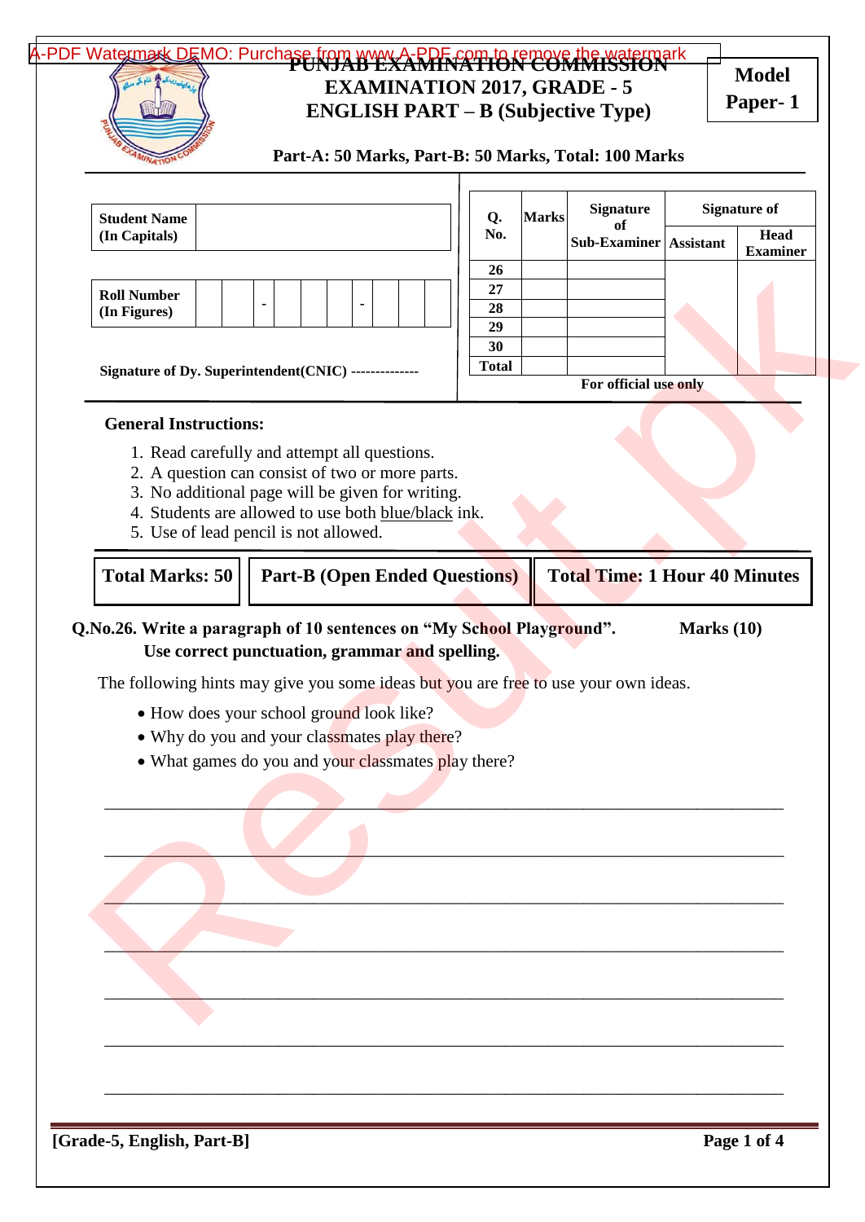# PUNJAB EXAMINATION COMMISSION
## EXAMINATION 2017, GRADE - 5
## ENGLISH PART – B (Subjective Type)

**Model Paper- 1**

**Part-A: 50 Marks, Part-B: 50 Marks, Total: 100 Marks**

| **Student Name (In Capitals)** | |
|---|---|

| **Roll Number (In Figures)** | | | - | | | | - | | | |
|---|---|---|---|---|---|---|---|---|---|---|

**Signature of Dy. Superintendent(CNIC)** --------------

| Q. No. | Marks | Signature of Sub-Examiner | Signature of Assistant | Signature of Head Examiner |
|---|---|---|---|---|
| 26 | | | | |
| 27 | | | | |
| 28 | | | | |
| 29 | | | | |
| 30 | | | | |
| Total | | | | |

**For official use only**

**General Instructions:**

1. Read carefully and attempt all questions.
2. A question can consist of two or more parts.
3. No additional page will be given for writing.
4. Students are allowed to use both blue/black ink.
5. Use of lead pencil is not allowed.

| **Total Marks: 50** | **Part-B (Open Ended Questions)** | **Total Time: 1 Hour 40 Minutes** |
|---|---|---|

**Q.No.26. Write a paragraph of 10 sentences on "My School Playground". Use correct punctuation, grammar and spelling.** **Marks (10)**

The following hints may give you some ideas but you are free to use your own ideas.

- How does your school ground look like?
- Why do you and your classmates play there?
- What games do you and your classmates play there?

______________________________________________________________________

______________________________________________________________________

______________________________________________________________________

______________________________________________________________________

______________________________________________________________________

______________________________________________________________________

______________________________________________________________________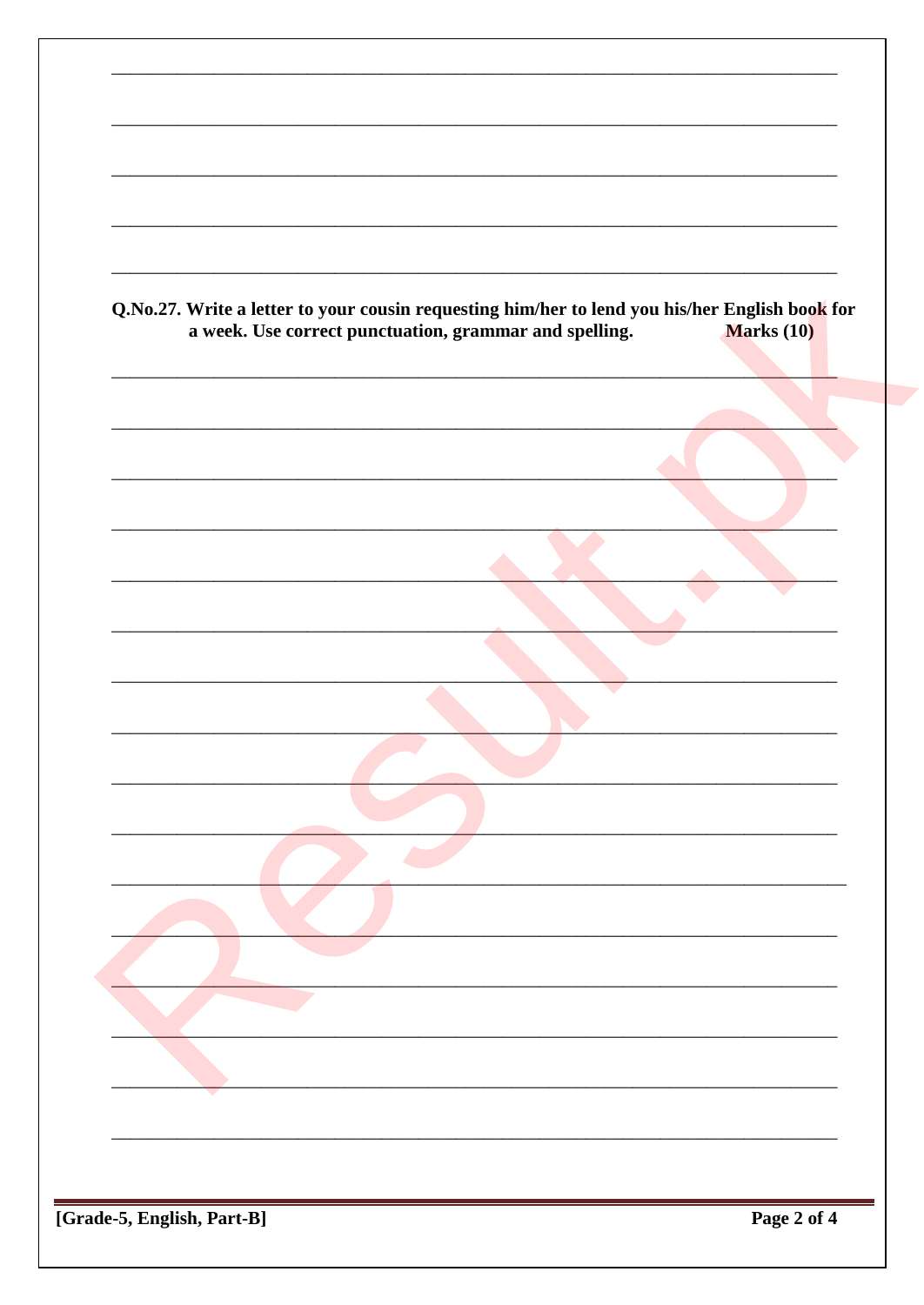**Q.No.27. Write a letter to your cousin requesting him/her to lend you his/her English book for a week. Use correct punctuation, grammar and spelling. Marks (10)**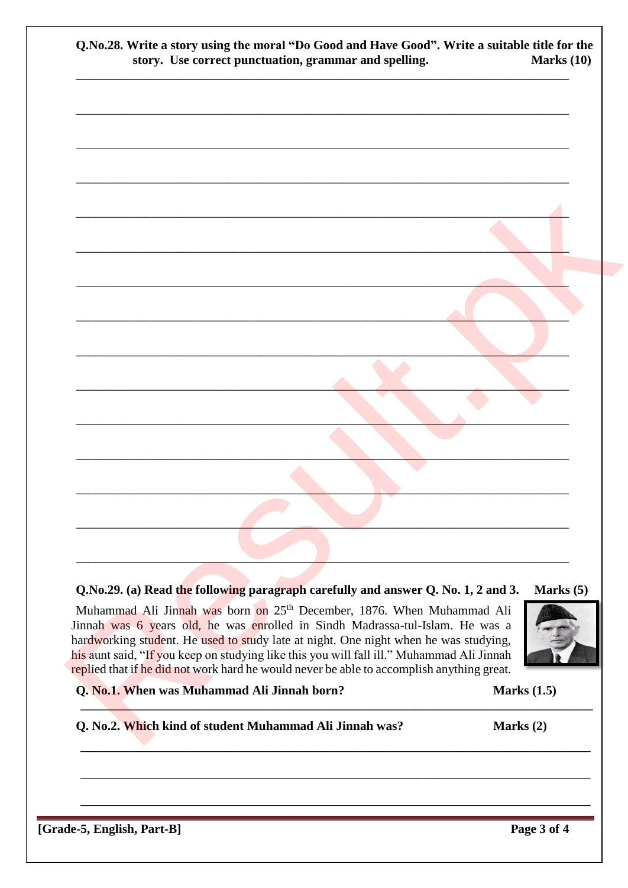**Q.No.28. Write a story using the moral "Do Good and Have Good". Write a suitable title for the story. Use correct punctuation, grammar and spelling.** **Marks (10)**

______________________________________________________________________

______________________________________________________________________

______________________________________________________________________

______________________________________________________________________

______________________________________________________________________

______________________________________________________________________

______________________________________________________________________

______________________________________________________________________

______________________________________________________________________

______________________________________________________________________

______________________________________________________________________

______________________________________________________________________

______________________________________________________________________

______________________________________________________________________

______________________________________________________________________

**Q.No.29. (a) Read the following paragraph carefully and answer Q. No. 1, 2 and 3.** **Marks (5)**

Muhammad Ali Jinnah was born on 25th December, 1876. When Muhammad Ali Jinnah was 6 years old, he was enrolled in Sindh Madrassa-tul-Islam. He was a hardworking student. He used to study late at night. One night when he was studying, his aunt said, "If you keep on studying like this you will fall ill." Muhammad Ali Jinnah replied that if he did not work hard he would never be able to accomplish anything great.

**Q. No.1. When was Muhammad Ali Jinnah born?** **Marks (1.5)**

______________________________________________________________________

**Q. No.2. Which kind of student Muhammad Ali Jinnah was?** **Marks (2)**

______________________________________________________________________

______________________________________________________________________

______________________________________________________________________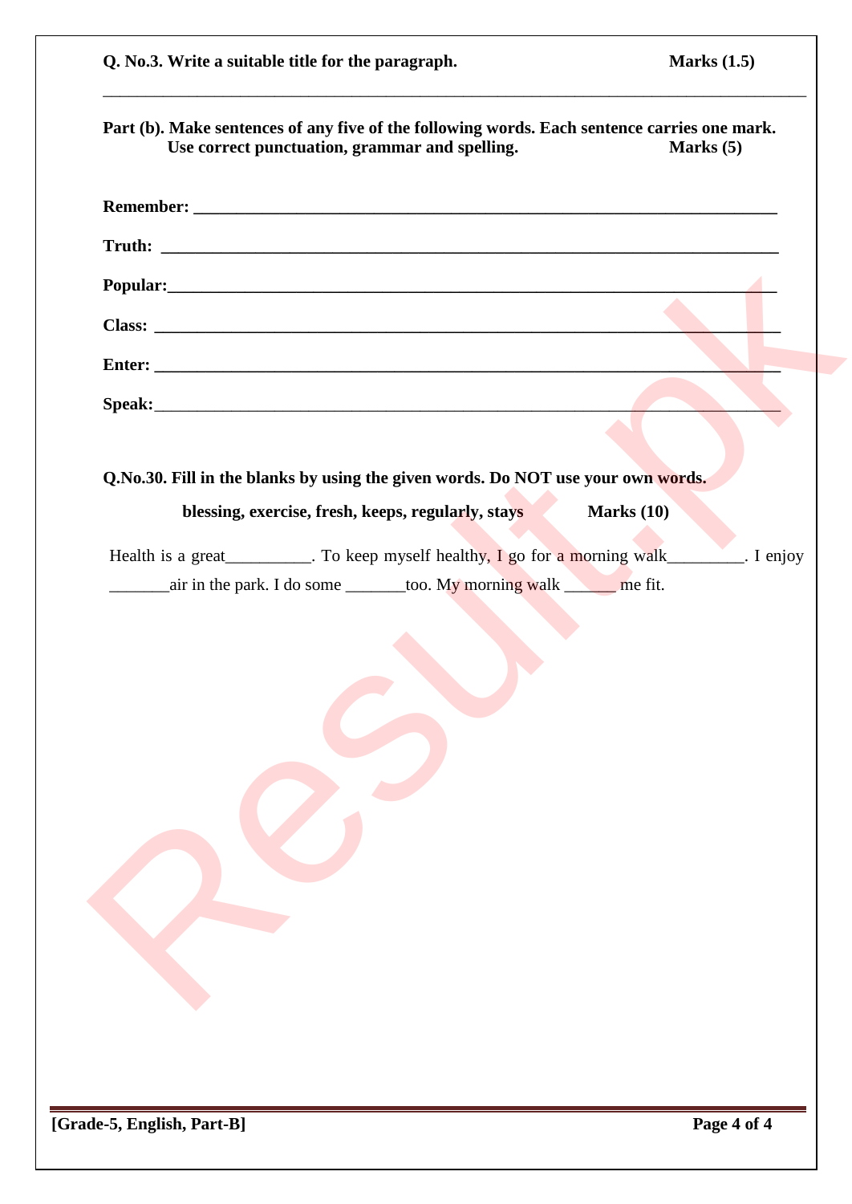**Q. No.3. Write a suitable title for the paragraph.** **Marks (1.5)**

______________________________________________________________________________

**Part (b). Make sentences of any five of the following words. Each sentence carries one mark. Use correct punctuation, grammar and spelling.** **Marks (5)**

**Remember:** ______________________________________________________________

**Truth:** _________________________________________________________________

**Popular:** _______________________________________________________________

**Class:** _________________________________________________________________

**Enter:** _________________________________________________________________

**Speak:** _________________________________________________________________

**Q.No.30. Fill in the blanks by using the given words. Do NOT use your own words.**

**blessing, exercise, fresh, keeps, regularly, stays** **Marks (10)**

Health is a great__________. To keep myself healthy, I go for a morning walk_________. I enjoy _______air in the park. I do some _______too. My morning walk ______ me fit.